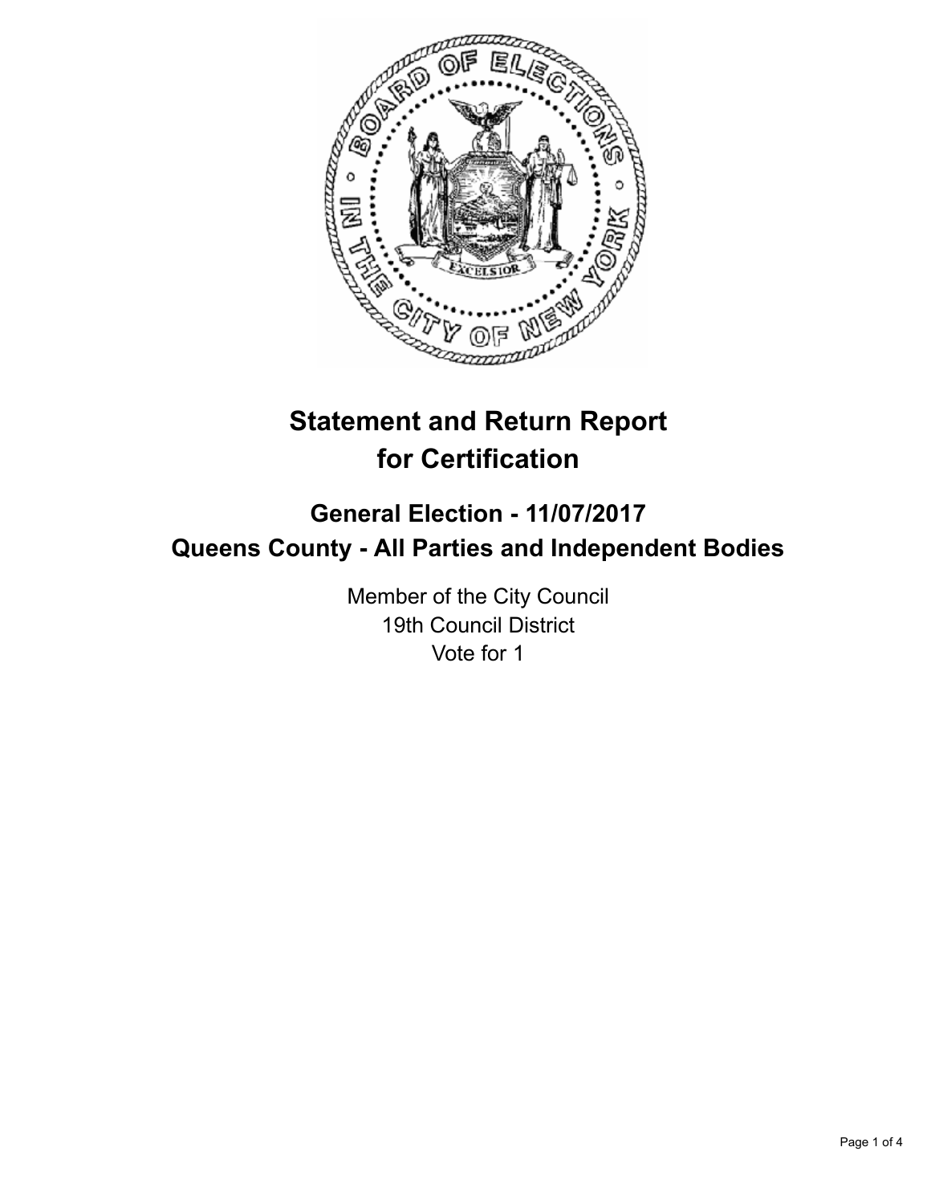# Statement and Return Report for Certification

## General Election - 11/07/2017
## Queens County - All Parties and Independent Bodies

Member of the City Council
19th Council District
Vote for 1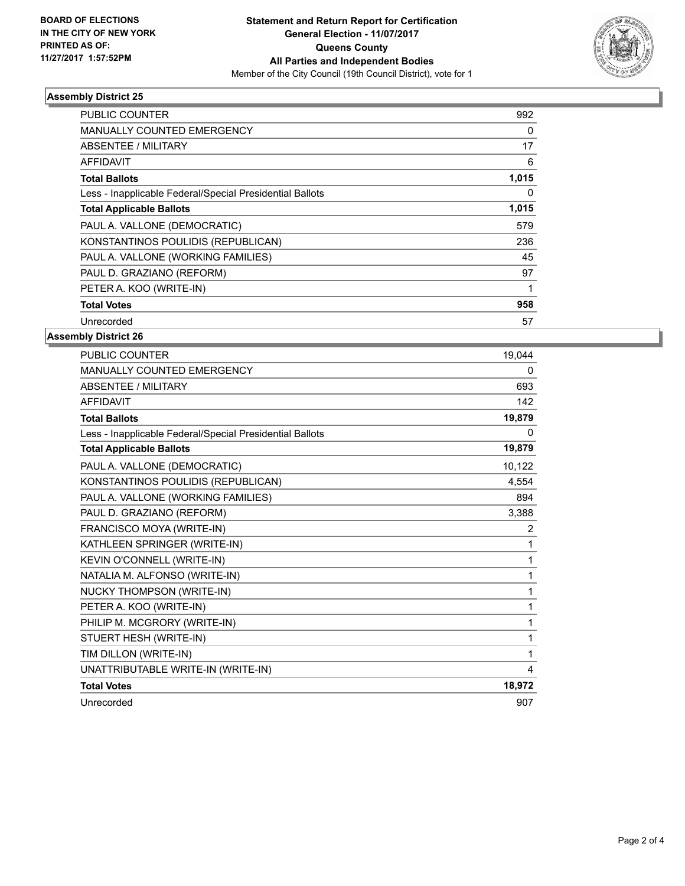**BOARD OF ELECTIONS IN THE CITY OF NEW YORK PRINTED AS OF: 11/27/2017 1:57:52PM**

# Statement and Return Report for Certification
## General Election - 11/07/2017
## Queens County
## All Parties and Independent Bodies

Member of the City Council (19th Council District), vote for 1

### Assembly District 25

| | |
|---|---|
| PUBLIC COUNTER | 992 |
| MANUALLY COUNTED EMERGENCY | 0 |
| ABSENTEE / MILITARY | 17 |
| AFFIDAVIT | 6 |
| **Total Ballots** | **1,015** |
| Less - Inapplicable Federal/Special Presidential Ballots | 0 |
| **Total Applicable Ballots** | **1,015** |
| PAUL A. VALLONE (DEMOCRATIC) | 579 |
| KONSTANTINOS POULIDIS (REPUBLICAN) | 236 |
| PAUL A. VALLONE (WORKING FAMILIES) | 45 |
| PAUL D. GRAZIANO (REFORM) | 97 |
| PETER A. KOO (WRITE-IN) | 1 |
| **Total Votes** | **958** |
| Unrecorded | 57 |

### Assembly District 26

| | |
|---|---|
| PUBLIC COUNTER | 19,044 |
| MANUALLY COUNTED EMERGENCY | 0 |
| ABSENTEE / MILITARY | 693 |
| AFFIDAVIT | 142 |
| **Total Ballots** | **19,879** |
| Less - Inapplicable Federal/Special Presidential Ballots | 0 |
| **Total Applicable Ballots** | **19,879** |
| PAUL A. VALLONE (DEMOCRATIC) | 10,122 |
| KONSTANTINOS POULIDIS (REPUBLICAN) | 4,554 |
| PAUL A. VALLONE (WORKING FAMILIES) | 894 |
| PAUL D. GRAZIANO (REFORM) | 3,388 |
| FRANCISCO MOYA (WRITE-IN) | 2 |
| KATHLEEN SPRINGER (WRITE-IN) | 1 |
| KEVIN O'CONNELL (WRITE-IN) | 1 |
| NATALIA M. ALFONSO (WRITE-IN) | 1 |
| NUCKY THOMPSON (WRITE-IN) | 1 |
| PETER A. KOO (WRITE-IN) | 1 |
| PHILIP M. MCGRORY (WRITE-IN) | 1 |
| STUERT HESH (WRITE-IN) | 1 |
| TIM DILLON (WRITE-IN) | 1 |
| UNATTRIBUTABLE WRITE-IN (WRITE-IN) | 4 |
| **Total Votes** | **18,972** |
| Unrecorded | 907 |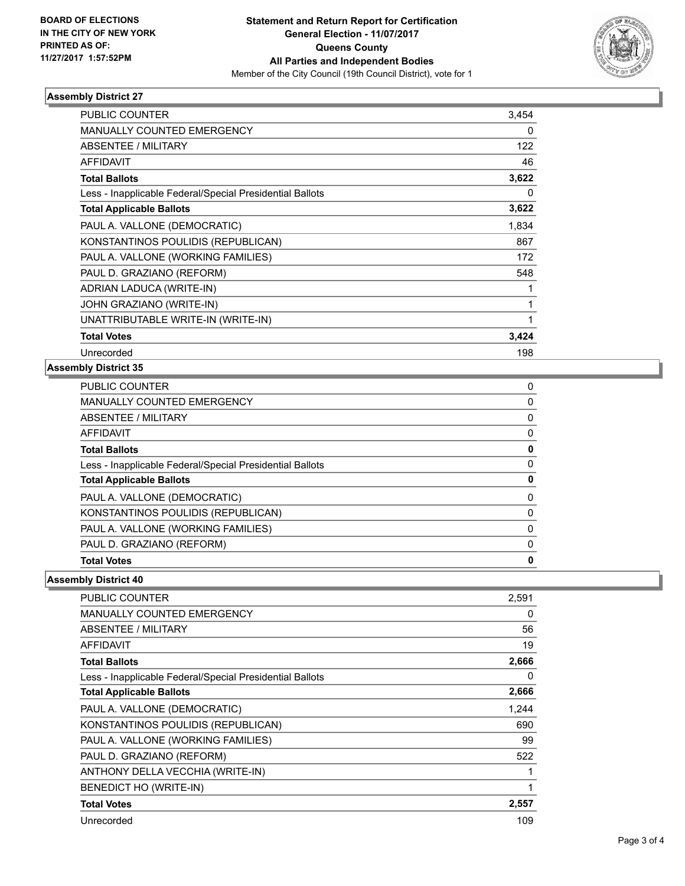**BOARD OF ELECTIONS IN THE CITY OF NEW YORK PRINTED AS OF: 11/27/2017 1:57:52PM**

# Statement and Return Report for Certification
## General Election - 11/07/2017
## Queens County
## All Parties and Independent Bodies

Member of the City Council (19th Council District), vote for 1

### Assembly District 27

| | |
|---|---|
| PUBLIC COUNTER | 3,454 |
| MANUALLY COUNTED EMERGENCY | 0 |
| ABSENTEE / MILITARY | 122 |
| AFFIDAVIT | 46 |
| **Total Ballots** | **3,622** |
| Less - Inapplicable Federal/Special Presidential Ballots | 0 |
| **Total Applicable Ballots** | **3,622** |
| PAUL A. VALLONE (DEMOCRATIC) | 1,834 |
| KONSTANTINOS POULIDIS (REPUBLICAN) | 867 |
| PAUL A. VALLONE (WORKING FAMILIES) | 172 |
| PAUL D. GRAZIANO (REFORM) | 548 |
| ADRIAN LADUCA (WRITE-IN) | 1 |
| JOHN GRAZIANO (WRITE-IN) | 1 |
| UNATTRIBUTABLE WRITE-IN (WRITE-IN) | 1 |
| **Total Votes** | **3,424** |
| Unrecorded | 198 |

### Assembly District 35

| | |
|---|---|
| PUBLIC COUNTER | 0 |
| MANUALLY COUNTED EMERGENCY | 0 |
| ABSENTEE / MILITARY | 0 |
| AFFIDAVIT | 0 |
| **Total Ballots** | **0** |
| Less - Inapplicable Federal/Special Presidential Ballots | 0 |
| **Total Applicable Ballots** | **0** |
| PAUL A. VALLONE (DEMOCRATIC) | 0 |
| KONSTANTINOS POULIDIS (REPUBLICAN) | 0 |
| PAUL A. VALLONE (WORKING FAMILIES) | 0 |
| PAUL D. GRAZIANO (REFORM) | 0 |
| **Total Votes** | **0** |

### Assembly District 40

| | |
|---|---|
| PUBLIC COUNTER | 2,591 |
| MANUALLY COUNTED EMERGENCY | 0 |
| ABSENTEE / MILITARY | 56 |
| AFFIDAVIT | 19 |
| **Total Ballots** | **2,666** |
| Less - Inapplicable Federal/Special Presidential Ballots | 0 |
| **Total Applicable Ballots** | **2,666** |
| PAUL A. VALLONE (DEMOCRATIC) | 1,244 |
| KONSTANTINOS POULIDIS (REPUBLICAN) | 690 |
| PAUL A. VALLONE (WORKING FAMILIES) | 99 |
| PAUL D. GRAZIANO (REFORM) | 522 |
| ANTHONY DELLA VECCHIA (WRITE-IN) | 1 |
| BENEDICT HO (WRITE-IN) | 1 |
| **Total Votes** | **2,557** |
| Unrecorded | 109 |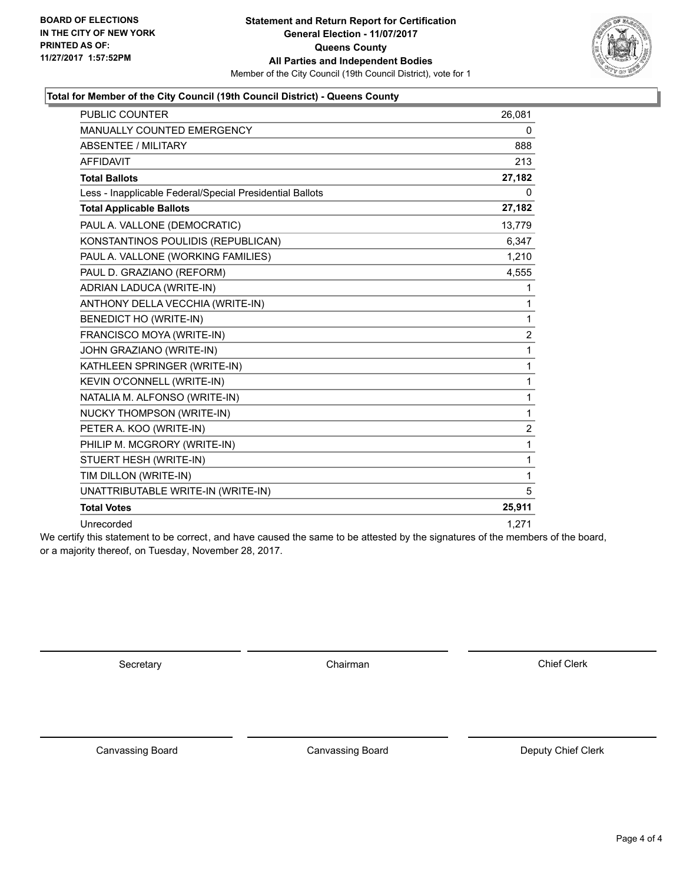BOARD OF ELECTIONS
IN THE CITY OF NEW YORK
PRINTED AS OF:
11/27/2017 1:57:52PM

**Statement and Return Report for Certification**
**General Election - 11/07/2017**
**Queens County**
**All Parties and Independent Bodies**
Member of the City Council (19th Council District), vote for 1

### Total for Member of the City Council (19th Council District) - Queens County

| | |
|---|---|
| PUBLIC COUNTER | 26,081 |
| MANUALLY COUNTED EMERGENCY | 0 |
| ABSENTEE / MILITARY | 888 |
| AFFIDAVIT | 213 |
| **Total Ballots** | **27,182** |
| Less - Inapplicable Federal/Special Presidential Ballots | 0 |
| **Total Applicable Ballots** | **27,182** |
| PAUL A. VALLONE (DEMOCRATIC) | 13,779 |
| KONSTANTINOS POULIDIS (REPUBLICAN) | 6,347 |
| PAUL A. VALLONE (WORKING FAMILIES) | 1,210 |
| PAUL D. GRAZIANO (REFORM) | 4,555 |
| ADRIAN LADUCA (WRITE-IN) | 1 |
| ANTHONY DELLA VECCHIA (WRITE-IN) | 1 |
| BENEDICT HO (WRITE-IN) | 1 |
| FRANCISCO MOYA (WRITE-IN) | 2 |
| JOHN GRAZIANO (WRITE-IN) | 1 |
| KATHLEEN SPRINGER (WRITE-IN) | 1 |
| KEVIN O'CONNELL (WRITE-IN) | 1 |
| NATALIA M. ALFONSO (WRITE-IN) | 1 |
| NUCKY THOMPSON (WRITE-IN) | 1 |
| PETER A. KOO (WRITE-IN) | 2 |
| PHILIP M. MCGRORY (WRITE-IN) | 1 |
| STUERT HESH (WRITE-IN) | 1 |
| TIM DILLON (WRITE-IN) | 1 |
| UNATTRIBUTABLE WRITE-IN (WRITE-IN) | 5 |
| **Total Votes** | **25,911** |
| Unrecorded | 1,271 |

We certify this statement to be correct, and have caused the same to be attested by the signatures of the members of the board, or a majority thereof, on Tuesday, November 28, 2017.

Secretary

Chairman

Chief Clerk

Canvassing Board

Canvassing Board

Deputy Chief Clerk